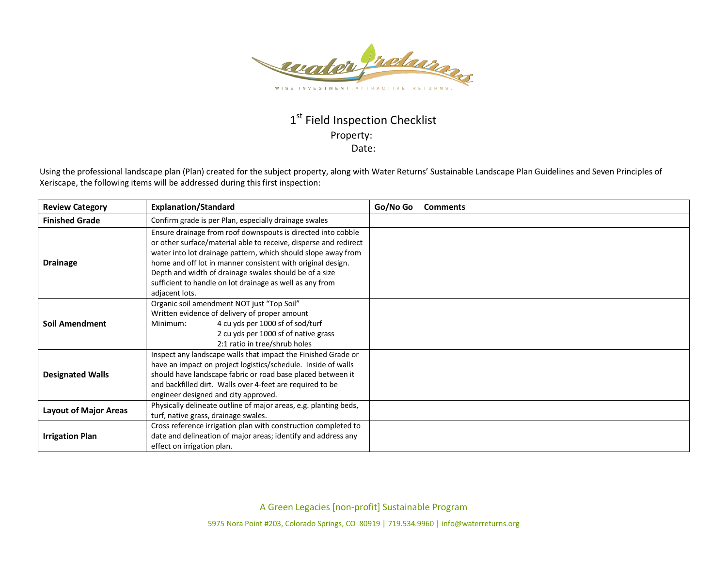# 1[st] Field Inspection Checklist

Property:

Date:

Using the professional landscape plan (Plan) created for the subject property, along with Water Returns' Sustainable Landscape Plan Guidelines and Seven Principles of Xeriscape, the following items will be addressed during this first inspection:

| Review Category | Explanation/Standard | Go/No Go | Comments |
|---|---|---|---|
| **Finished Grade** | Confirm grade is per Plan, especially drainage swales | | |
| **Drainage** | Ensure drainage from roof downspouts is directed into cobble or other surface/material able to receive, disperse and redirect water into lot drainage pattern, which should slope away from home and off lot in manner consistent with original design. Depth and width of drainage swales should be of a size sufficient to handle on lot drainage as well as any from adjacent lots. | | |
| **Soil Amendment** | Organic soil amendment NOT just "Top Soil"<br>Written evidence of delivery of proper amount<br>Minimum: 4 cu yds per 1000 sf of sod/turf<br>2 cu yds per 1000 sf of native grass<br>2:1 ratio in tree/shrub holes | | |
| **Designated Walls** | Inspect any landscape walls that impact the Finished Grade or have an impact on project logistics/schedule. Inside of walls should have landscape fabric or road base placed between it and backfilled dirt. Walls over 4-feet are required to be engineer designed and city approved. | | |
| **Layout of Major Areas** | Physically delineate outline of major areas, e.g. planting beds, turf, native grass, drainage swales. | | |
| **Irrigation Plan** | Cross reference irrigation plan with construction completed to date and delineation of major areas; identify and address any effect on irrigation plan. | | |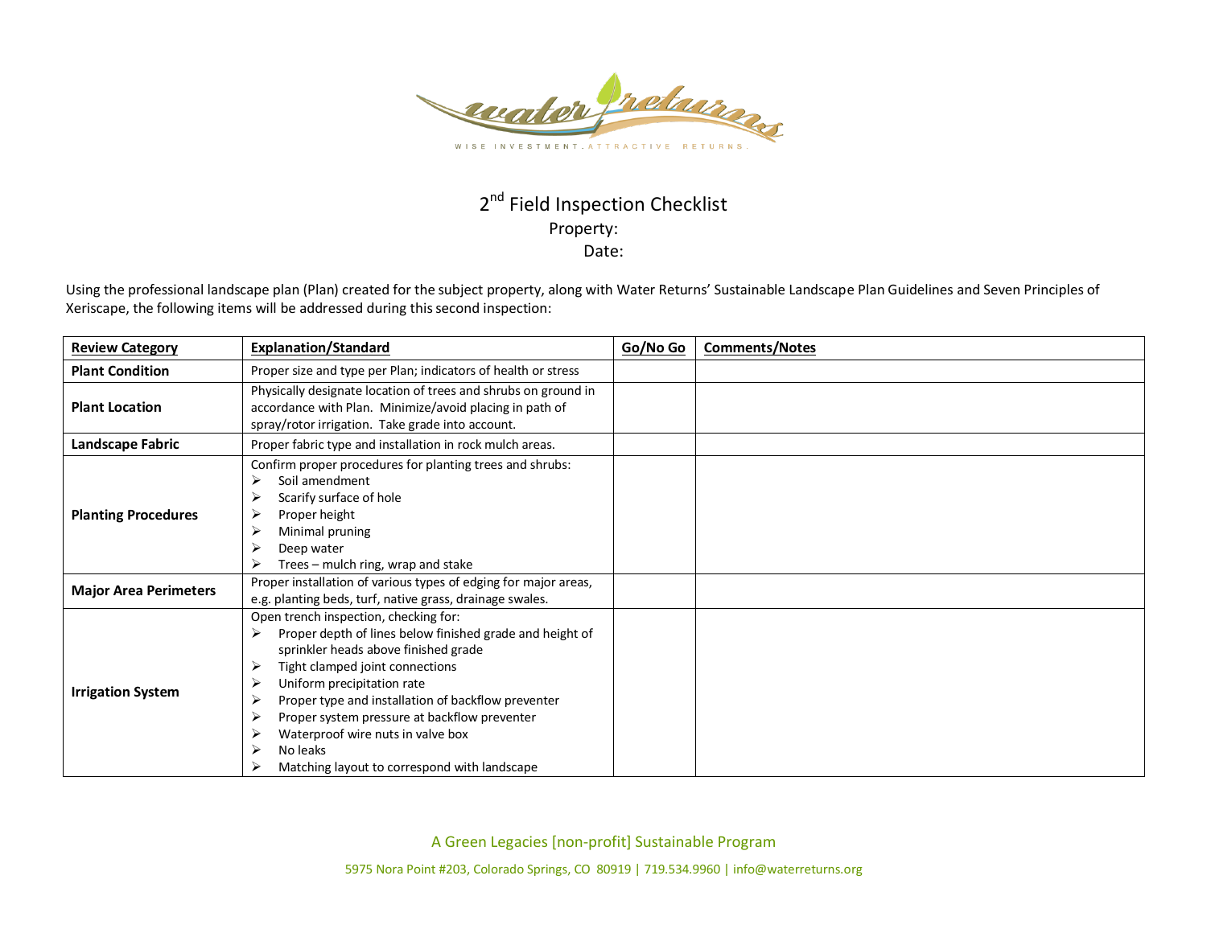# 2nd Field Inspection Checklist

Property:

Date:

Using the professional landscape plan (Plan) created for the subject property, along with Water Returns' Sustainable Landscape Plan Guidelines and Seven Principles of Xeriscape, the following items will be addressed during this second inspection:

| Review Category | Explanation/Standard | Go/No Go | Comments/Notes |
|---|---|---|---|
| **Plant Condition** | Proper size and type per Plan; indicators of health or stress | | |
| **Plant Location** | Physically designate location of trees and shrubs on ground in accordance with Plan. Minimize/avoid placing in path of spray/rotor irrigation. Take grade into account. | | |
| **Landscape Fabric** | Proper fabric type and installation in rock mulch areas. | | |
| **Planting Procedures** | Confirm proper procedures for planting trees and shrubs:<br>➢ Soil amendment<br>➢ Scarify surface of hole<br>➢ Proper height<br>➢ Minimal pruning<br>➢ Deep water<br>➢ Trees – mulch ring, wrap and stake | | |
| **Major Area Perimeters** | Proper installation of various types of edging for major areas, e.g. planting beds, turf, native grass, drainage swales. | | |
| **Irrigation System** | Open trench inspection, checking for:<br>➢ Proper depth of lines below finished grade and height of sprinkler heads above finished grade<br>➢ Tight clamped joint connections<br>➢ Uniform precipitation rate<br>➢ Proper type and installation of backflow preventer<br>➢ Proper system pressure at backflow preventer<br>➢ Waterproof wire nuts in valve box<br>➢ No leaks<br>➢ Matching layout to correspond with landscape | | |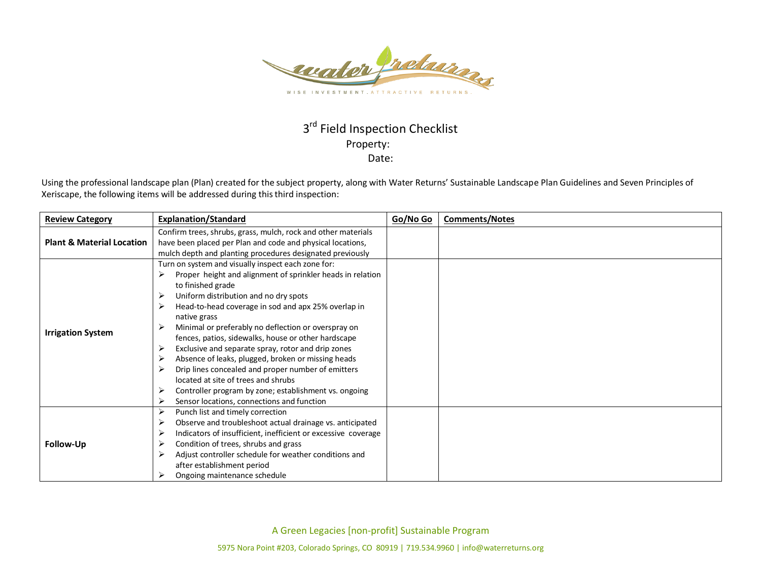# 3rd Field Inspection Checklist

Property:

Date:

Using the professional landscape plan (Plan) created for the subject property, along with Water Returns' Sustainable Landscape Plan Guidelines and Seven Principles of Xeriscape, the following items will be addressed during this third inspection:

| **Review Category** | **Explanation/Standard** | **Go/No Go** | **Comments/Notes** |
|---|---|---|---|
| **Plant & Material Location** | Confirm trees, shrubs, grass, mulch, rock and other materials have been placed per Plan and code and physical locations, mulch depth and planting procedures designated previously | | |
| **Irrigation System** | Turn on system and visually inspect each zone for:<br>➢ Proper height and alignment of sprinkler heads in relation to finished grade<br>➢ Uniform distribution and no dry spots<br>➢ Head-to-head coverage in sod and apx 25% overlap in native grass<br>➢ Minimal or preferably no deflection or overspray on fences, patios, sidewalks, house or other hardscape<br>➢ Exclusive and separate spray, rotor and drip zones<br>➢ Absence of leaks, plugged, broken or missing heads<br>➢ Drip lines concealed and proper number of emitters located at site of trees and shrubs<br>➢ Controller program by zone; establishment vs. ongoing<br>➢ Sensor locations, connections and function | | |
| **Follow-Up** | ➢ Punch list and timely correction<br>➢ Observe and troubleshoot actual drainage vs. anticipated<br>➢ Indicators of insufficient, inefficient or excessive coverage<br>➢ Condition of trees, shrubs and grass<br>➢ Adjust controller schedule for weather conditions and after establishment period<br>➢ Ongoing maintenance schedule | | |

A Green Legacies [non-profit] Sustainable Program

5975 Nora Point #203, Colorado Springs, CO 80919 | 719.534.9960 | info@waterreturns.org